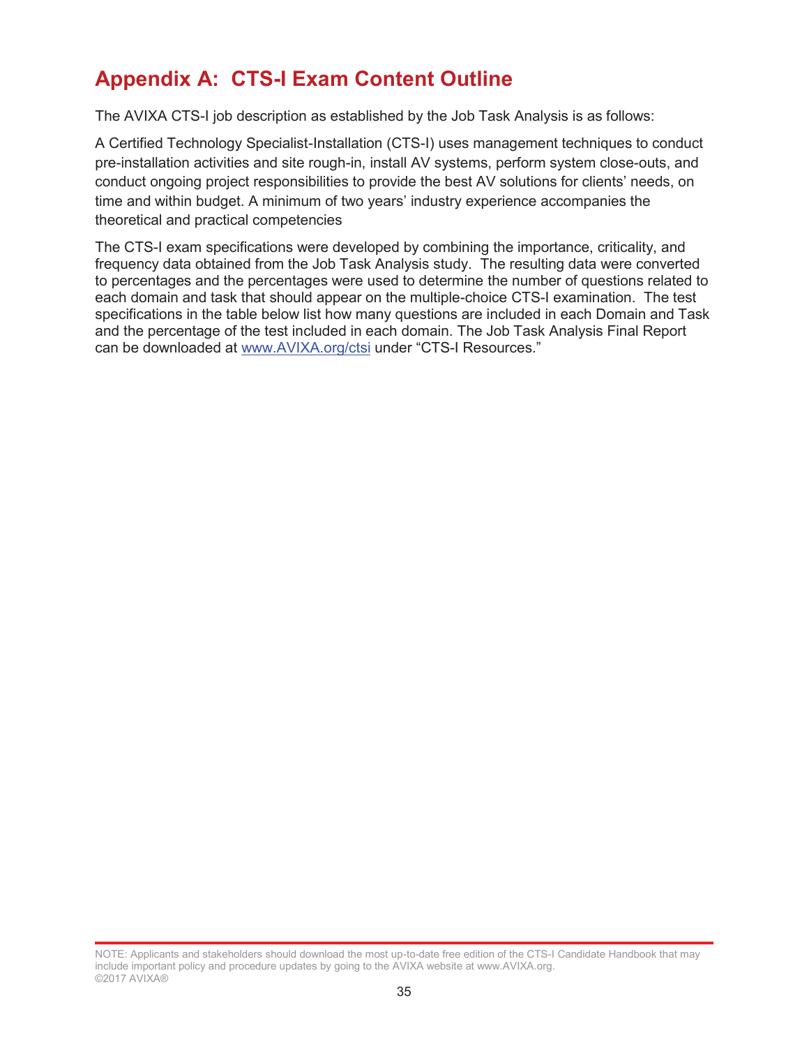# Appendix A: CTS-I Exam Content Outline

The AVIXA CTS-I job description as established by the Job Task Analysis is as follows:

A Certified Technology Specialist-Installation (CTS-I) uses management techniques to conduct pre-installation activities and site rough-in, install AV systems, perform system close-outs, and conduct ongoing project responsibilities to provide the best AV solutions for clients' needs, on time and within budget. A minimum of two years' industry experience accompanies the theoretical and practical competencies

The CTS-I exam specifications were developed by combining the importance, criticality, and frequency data obtained from the Job Task Analysis study. The resulting data were converted to percentages and the percentages were used to determine the number of questions related to each domain and task that should appear on the multiple-choice CTS-I examination. The test specifications in the table below list how many questions are included in each Domain and Task and the percentage of the test included in each domain. The Job Task Analysis Final Report can be downloaded at www.AVIXA.org/ctsi under "CTS-I Resources."

NOTE: Applicants and stakeholders should download the most up-to-date free edition of the CTS-I Candidate Handbook that may include important policy and procedure updates by going to the AVIXA website at www.AVIXA.org.
©2017 AVIXA®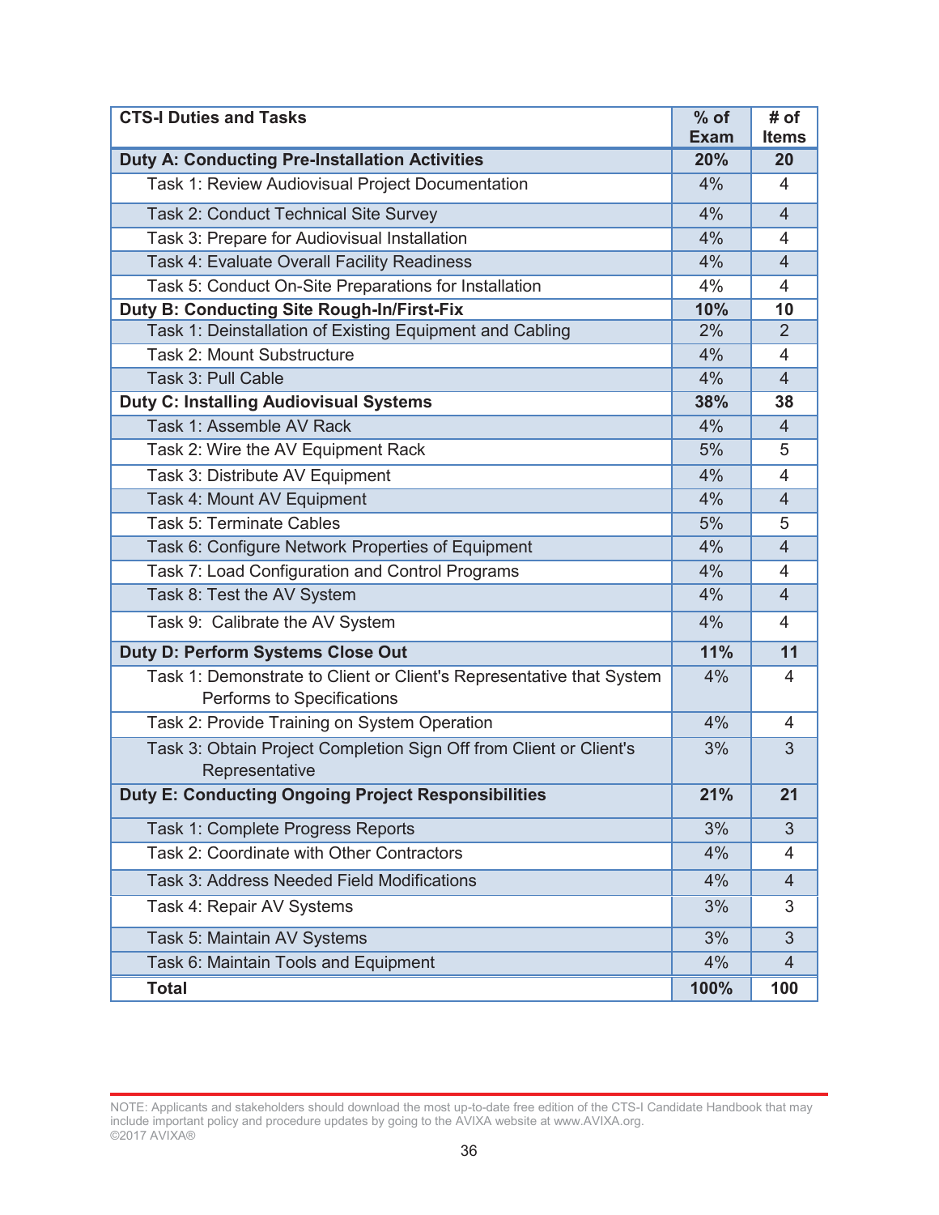| CTS-I Duties and Tasks | % of Exam | # of Items |
|---|---|---|
| **Duty A: Conducting Pre-Installation Activities** | **20%** | **20** |
| Task 1: Review Audiovisual Project Documentation | 4% | 4 |
| Task 2: Conduct Technical Site Survey | 4% | 4 |
| Task 3: Prepare for Audiovisual Installation | 4% | 4 |
| Task 4: Evaluate Overall Facility Readiness | 4% | 4 |
| Task 5: Conduct On-Site Preparations for Installation | 4% | 4 |
| **Duty B: Conducting Site Rough-In/First-Fix** | **10%** | **10** |
| Task 1: Deinstallation of Existing Equipment and Cabling | 2% | 2 |
| Task 2: Mount Substructure | 4% | 4 |
| Task 3: Pull Cable | 4% | 4 |
| **Duty C: Installing Audiovisual Systems** | **38%** | **38** |
| Task 1: Assemble AV Rack | 4% | 4 |
| Task 2: Wire the AV Equipment Rack | 5% | 5 |
| Task 3: Distribute AV Equipment | 4% | 4 |
| Task 4: Mount AV Equipment | 4% | 4 |
| Task 5: Terminate Cables | 5% | 5 |
| Task 6: Configure Network Properties of Equipment | 4% | 4 |
| Task 7: Load Configuration and Control Programs | 4% | 4 |
| Task 8: Test the AV System | 4% | 4 |
| Task 9: Calibrate the AV System | 4% | 4 |
| **Duty D: Perform Systems Close Out** | **11%** | **11** |
| Task 1: Demonstrate to Client or Client's Representative that System Performs to Specifications | 4% | 4 |
| Task 2: Provide Training on System Operation | 4% | 4 |
| Task 3: Obtain Project Completion Sign Off from Client or Client's Representative | 3% | 3 |
| **Duty E: Conducting Ongoing Project Responsibilities** | **21%** | **21** |
| Task 1: Complete Progress Reports | 3% | 3 |
| Task 2: Coordinate with Other Contractors | 4% | 4 |
| Task 3: Address Needed Field Modifications | 4% | 4 |
| Task 4: Repair AV Systems | 3% | 3 |
| Task 5: Maintain AV Systems | 3% | 3 |
| Task 6: Maintain Tools and Equipment | 4% | 4 |
| **Total** | **100%** | **100** |

NOTE: Applicants and stakeholders should download the most up-to-date free edition of the CTS-I Candidate Handbook that may include important policy and procedure updates by going to the AVIXA website at www.AVIXA.org.
©2017 AVIXA®